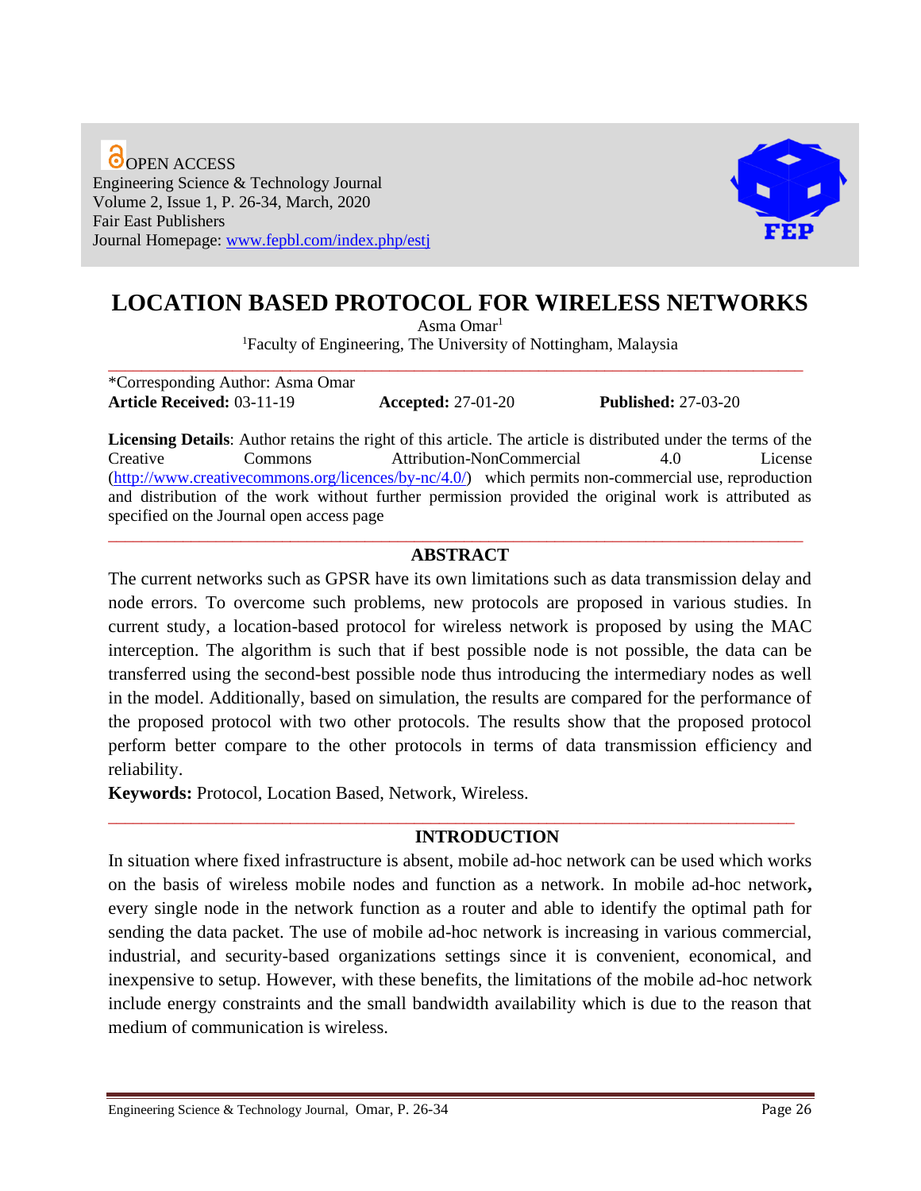OPEN ACCESS
Engineering Science & Technology Journal
Volume 2, Issue 1, P. 26-34, March, 2020
Fair East Publishers
Journal Homepage: www.fepbl.com/index.php/estj

# LOCATION BASED PROTOCOL FOR WIRELESS NETWORKS

Asma Omar[1]

[1]Faculty of Engineering, The University of Nottingham, Malaysia

---

*Corresponding Author: Asma Omar

**Article Received:** 03-11-19 **Accepted:** 27-01-20 **Published:** 27-03-20

**Licensing Details**: Author retains the right of this article. The article is distributed under the terms of the Creative Commons Attribution-NonCommercial 4.0 License (http://www.creativecommons.org/licences/by-nc/4.0/) which permits non-commercial use, reproduction and distribution of the work without further permission provided the original work is attributed as specified on the Journal open access page

---

## ABSTRACT

The current networks such as GPSR have its own limitations such as data transmission delay and node errors. To overcome such problems, new protocols are proposed in various studies. In current study, a location-based protocol for wireless network is proposed by using the MAC interception. The algorithm is such that if best possible node is not possible, the data can be transferred using the second-best possible node thus introducing the intermediary nodes as well in the model. Additionally, based on simulation, the results are compared for the performance of the proposed protocol with two other protocols. The results show that the proposed protocol perform better compare to the other protocols in terms of data transmission efficiency and reliability.

**Keywords:** Protocol, Location Based, Network, Wireless.

---

## INTRODUCTION

In situation where fixed infrastructure is absent, mobile ad-hoc network can be used which works on the basis of wireless mobile nodes and function as a network. In mobile ad-hoc network**,** every single node in the network function as a router and able to identify the optimal path for sending the data packet. The use of mobile ad-hoc network is increasing in various commercial, industrial, and security-based organizations settings since it is convenient, economical, and inexpensive to setup. However, with these benefits, the limitations of the mobile ad-hoc network include energy constraints and the small bandwidth availability which is due to the reason that medium of communication is wireless.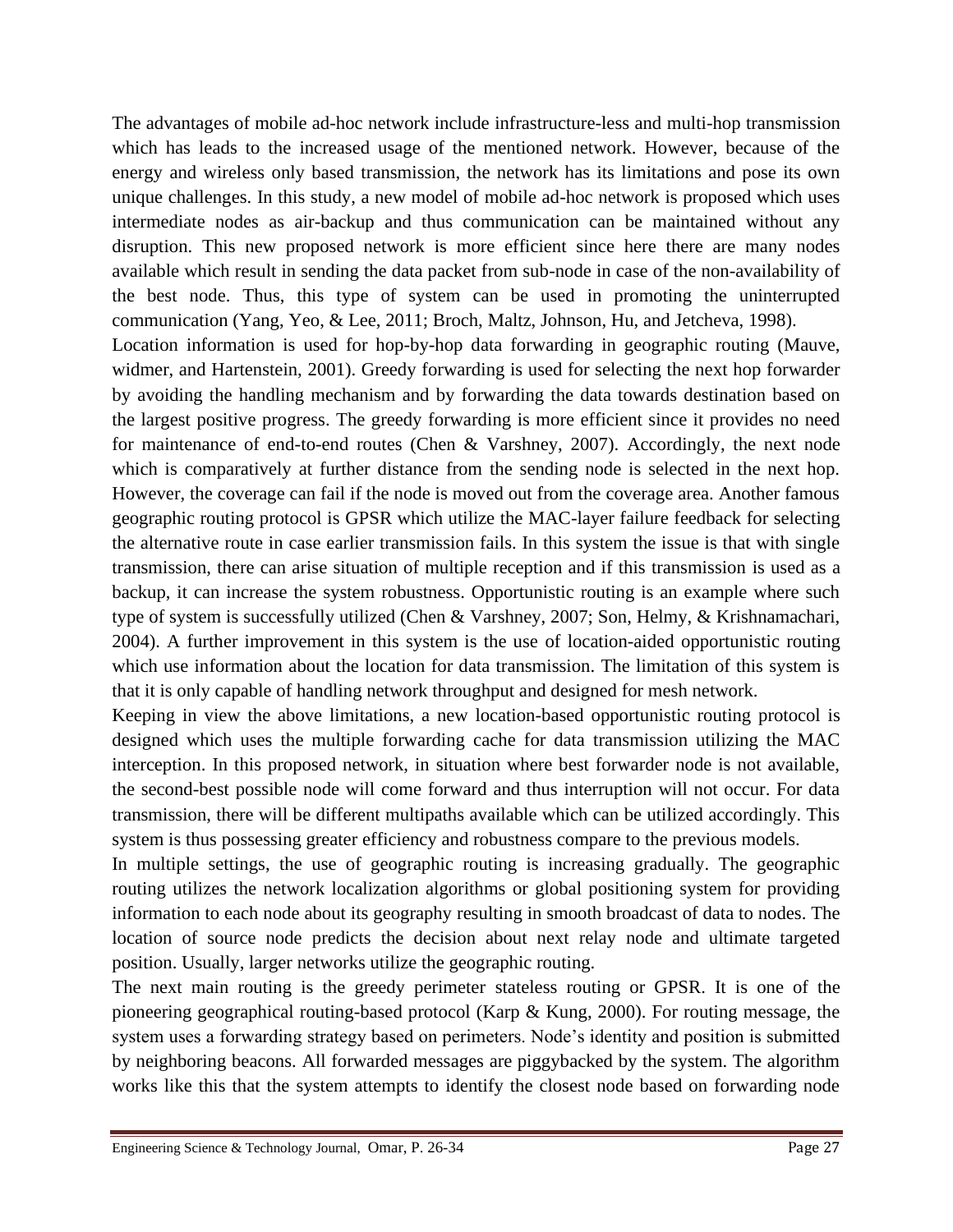The advantages of mobile ad-hoc network include infrastructure-less and multi-hop transmission which has leads to the increased usage of the mentioned network. However, because of the energy and wireless only based transmission, the network has its limitations and pose its own unique challenges. In this study, a new model of mobile ad-hoc network is proposed which uses intermediate nodes as air-backup and thus communication can be maintained without any disruption. This new proposed network is more efficient since here there are many nodes available which result in sending the data packet from sub-node in case of the non-availability of the best node. Thus, this type of system can be used in promoting the uninterrupted communication (Yang, Yeo, & Lee, 2011; Broch, Maltz, Johnson, Hu, and Jetcheva, 1998).

Location information is used for hop-by-hop data forwarding in geographic routing (Mauve, widmer, and Hartenstein, 2001). Greedy forwarding is used for selecting the next hop forwarder by avoiding the handling mechanism and by forwarding the data towards destination based on the largest positive progress. The greedy forwarding is more efficient since it provides no need for maintenance of end-to-end routes (Chen & Varshney, 2007). Accordingly, the next node which is comparatively at further distance from the sending node is selected in the next hop. However, the coverage can fail if the node is moved out from the coverage area. Another famous geographic routing protocol is GPSR which utilize the MAC-layer failure feedback for selecting the alternative route in case earlier transmission fails. In this system the issue is that with single transmission, there can arise situation of multiple reception and if this transmission is used as a backup, it can increase the system robustness. Opportunistic routing is an example where such type of system is successfully utilized (Chen & Varshney, 2007; Son, Helmy, & Krishnamachari, 2004). A further improvement in this system is the use of location-aided opportunistic routing which use information about the location for data transmission. The limitation of this system is that it is only capable of handling network throughput and designed for mesh network.

Keeping in view the above limitations, a new location-based opportunistic routing protocol is designed which uses the multiple forwarding cache for data transmission utilizing the MAC interception. In this proposed network, in situation where best forwarder node is not available, the second-best possible node will come forward and thus interruption will not occur. For data transmission, there will be different multipaths available which can be utilized accordingly. This system is thus possessing greater efficiency and robustness compare to the previous models.

In multiple settings, the use of geographic routing is increasing gradually. The geographic routing utilizes the network localization algorithms or global positioning system for providing information to each node about its geography resulting in smooth broadcast of data to nodes. The location of source node predicts the decision about next relay node and ultimate targeted position. Usually, larger networks utilize the geographic routing.

The next main routing is the greedy perimeter stateless routing or GPSR. It is one of the pioneering geographical routing-based protocol (Karp & Kung, 2000). For routing message, the system uses a forwarding strategy based on perimeters. Node's identity and position is submitted by neighboring beacons. All forwarded messages are piggybacked by the system. The algorithm works like this that the system attempts to identify the closest node based on forwarding node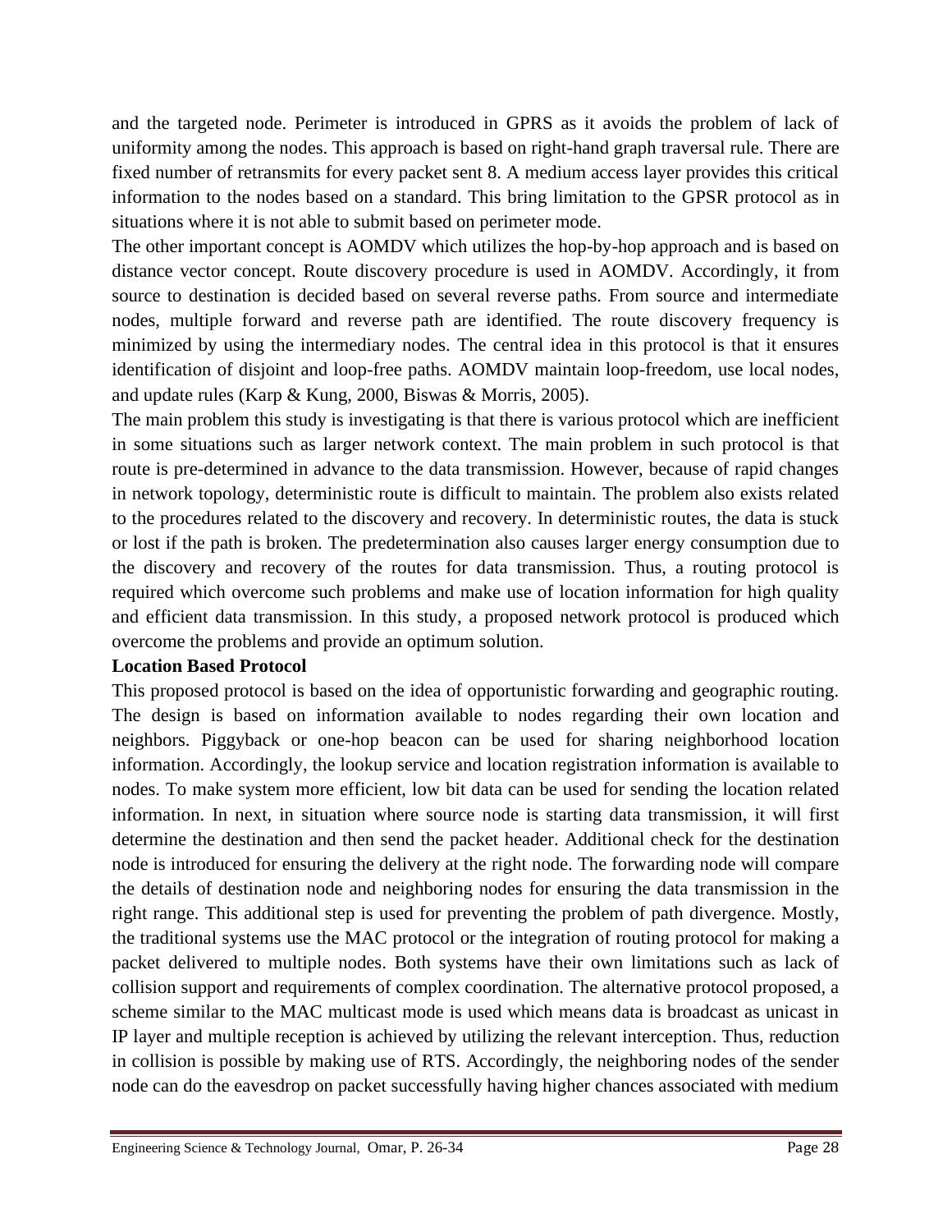and the targeted node. Perimeter is introduced in GPRS as it avoids the problem of lack of uniformity among the nodes. This approach is based on right-hand graph traversal rule. There are fixed number of retransmits for every packet sent 8. A medium access layer provides this critical information to the nodes based on a standard. This bring limitation to the GPSR protocol as in situations where it is not able to submit based on perimeter mode.

The other important concept is AOMDV which utilizes the hop-by-hop approach and is based on distance vector concept. Route discovery procedure is used in AOMDV. Accordingly, it from source to destination is decided based on several reverse paths. From source and intermediate nodes, multiple forward and reverse path are identified. The route discovery frequency is minimized by using the intermediary nodes. The central idea in this protocol is that it ensures identification of disjoint and loop-free paths. AOMDV maintain loop-freedom, use local nodes, and update rules (Karp & Kung, 2000, Biswas & Morris, 2005).

The main problem this study is investigating is that there is various protocol which are inefficient in some situations such as larger network context. The main problem in such protocol is that route is pre-determined in advance to the data transmission. However, because of rapid changes in network topology, deterministic route is difficult to maintain. The problem also exists related to the procedures related to the discovery and recovery. In deterministic routes, the data is stuck or lost if the path is broken. The predetermination also causes larger energy consumption due to the discovery and recovery of the routes for data transmission. Thus, a routing protocol is required which overcome such problems and make use of location information for high quality and efficient data transmission. In this study, a proposed network protocol is produced which overcome the problems and provide an optimum solution.

**Location Based Protocol**

This proposed protocol is based on the idea of opportunistic forwarding and geographic routing. The design is based on information available to nodes regarding their own location and neighbors. Piggyback or one-hop beacon can be used for sharing neighborhood location information. Accordingly, the lookup service and location registration information is available to nodes. To make system more efficient, low bit data can be used for sending the location related information. In next, in situation where source node is starting data transmission, it will first determine the destination and then send the packet header. Additional check for the destination node is introduced for ensuring the delivery at the right node. The forwarding node will compare the details of destination node and neighboring nodes for ensuring the data transmission in the right range. This additional step is used for preventing the problem of path divergence. Mostly, the traditional systems use the MAC protocol or the integration of routing protocol for making a packet delivered to multiple nodes. Both systems have their own limitations such as lack of collision support and requirements of complex coordination. The alternative protocol proposed, a scheme similar to the MAC multicast mode is used which means data is broadcast as unicast in IP layer and multiple reception is achieved by utilizing the relevant interception. Thus, reduction in collision is possible by making use of RTS. Accordingly, the neighboring nodes of the sender node can do the eavesdrop on packet successfully having higher chances associated with medium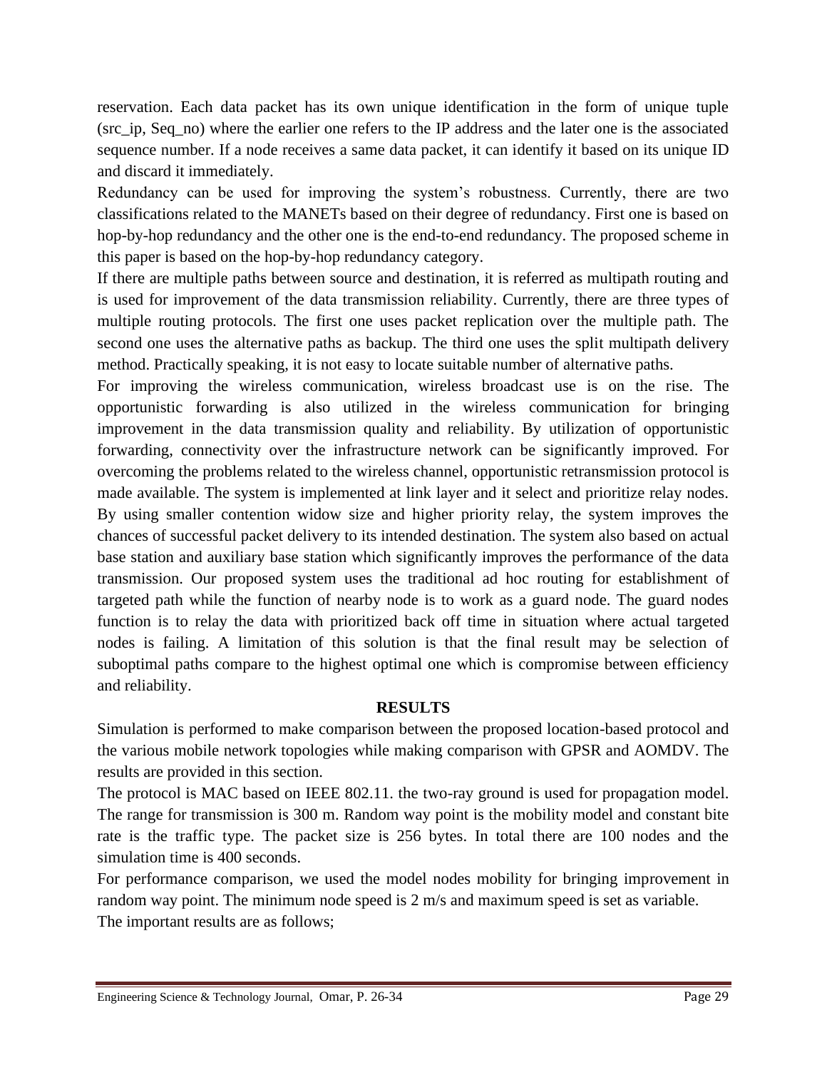reservation. Each data packet has its own unique identification in the form of unique tuple (src_ip, Seq_no) where the earlier one refers to the IP address and the later one is the associated sequence number. If a node receives a same data packet, it can identify it based on its unique ID and discard it immediately.

Redundancy can be used for improving the system's robustness. Currently, there are two classifications related to the MANETs based on their degree of redundancy. First one is based on hop-by-hop redundancy and the other one is the end-to-end redundancy. The proposed scheme in this paper is based on the hop-by-hop redundancy category.

If there are multiple paths between source and destination, it is referred as multipath routing and is used for improvement of the data transmission reliability. Currently, there are three types of multiple routing protocols. The first one uses packet replication over the multiple path. The second one uses the alternative paths as backup. The third one uses the split multipath delivery method. Practically speaking, it is not easy to locate suitable number of alternative paths.

For improving the wireless communication, wireless broadcast use is on the rise. The opportunistic forwarding is also utilized in the wireless communication for bringing improvement in the data transmission quality and reliability. By utilization of opportunistic forwarding, connectivity over the infrastructure network can be significantly improved. For overcoming the problems related to the wireless channel, opportunistic retransmission protocol is made available. The system is implemented at link layer and it select and prioritize relay nodes. By using smaller contention widow size and higher priority relay, the system improves the chances of successful packet delivery to its intended destination. The system also based on actual base station and auxiliary base station which significantly improves the performance of the data transmission. Our proposed system uses the traditional ad hoc routing for establishment of targeted path while the function of nearby node is to work as a guard node. The guard nodes function is to relay the data with prioritized back off time in situation where actual targeted nodes is failing. A limitation of this solution is that the final result may be selection of suboptimal paths compare to the highest optimal one which is compromise between efficiency and reliability.

## RESULTS

Simulation is performed to make comparison between the proposed location-based protocol and the various mobile network topologies while making comparison with GPSR and AOMDV. The results are provided in this section.

The protocol is MAC based on IEEE 802.11. the two-ray ground is used for propagation model. The range for transmission is 300 m. Random way point is the mobility model and constant bite rate is the traffic type. The packet size is 256 bytes. In total there are 100 nodes and the simulation time is 400 seconds.

For performance comparison, we used the model nodes mobility for bringing improvement in random way point. The minimum node speed is 2 m/s and maximum speed is set as variable.

The important results are as follows;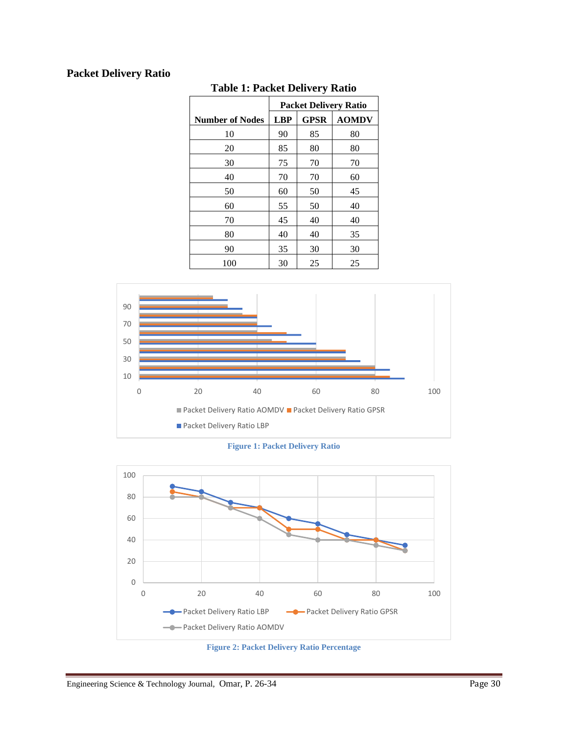## Packet Delivery Ratio

**Table 1: Packet Delivery Ratio**

| Number of Nodes | Packet Delivery Ratio | | |
|---|---|---|---|
| | LBP | GPSR | AOMDV |
| 10 | 90 | 85 | 80 |
| 20 | 85 | 80 | 80 |
| 30 | 75 | 70 | 70 |
| 40 | 70 | 70 | 60 |
| 50 | 60 | 50 | 45 |
| 60 | 55 | 50 | 40 |
| 70 | 45 | 40 | 40 |
| 80 | 40 | 40 | 35 |
| 90 | 35 | 30 | 30 |
| 100 | 30 | 25 | 25 |

**Figure 1: Packet Delivery Ratio**

**Figure 2: Packet Delivery Ratio Percentage**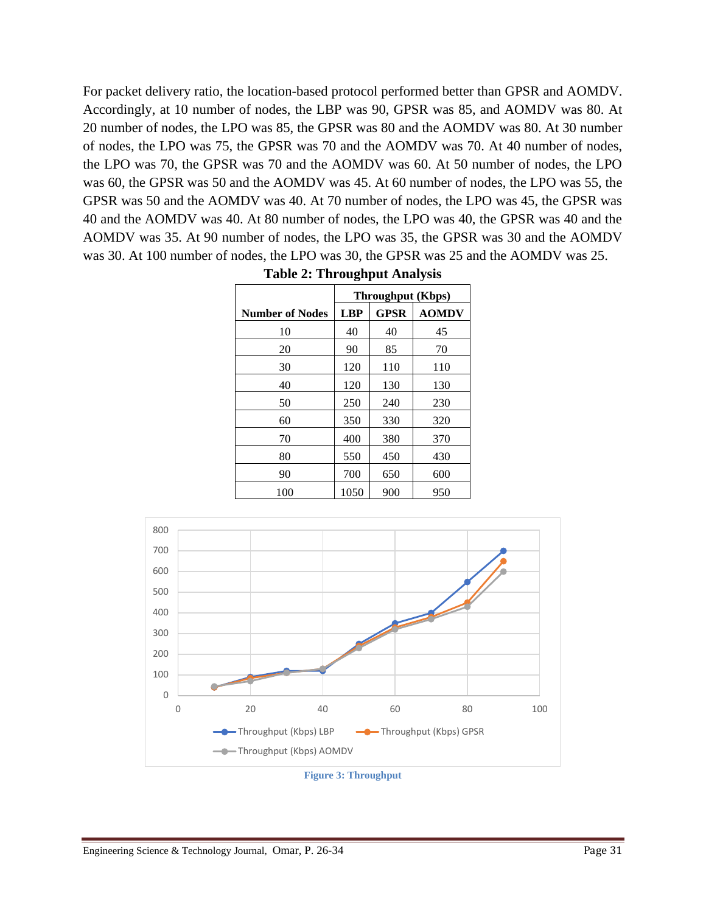For packet delivery ratio, the location-based protocol performed better than GPSR and AOMDV. Accordingly, at 10 number of nodes, the LBP was 90, GPSR was 85, and AOMDV was 80. At 20 number of nodes, the LPO was 85, the GPSR was 80 and the AOMDV was 80. At 30 number of nodes, the LPO was 75, the GPSR was 70 and the AOMDV was 70. At 40 number of nodes, the LPO was 70, the GPSR was 70 and the AOMDV was 60. At 50 number of nodes, the LPO was 60, the GPSR was 50 and the AOMDV was 45. At 60 number of nodes, the LPO was 55, the GPSR was 50 and the AOMDV was 40. At 70 number of nodes, the LPO was 45, the GPSR was 40 and the AOMDV was 40. At 80 number of nodes, the LPO was 40, the GPSR was 40 and the AOMDV was 35. At 90 number of nodes, the LPO was 35, the GPSR was 30 and the AOMDV was 30. At 100 number of nodes, the LPO was 30, the GPSR was 25 and the AOMDV was 25.

**Table 2: Throughput Analysis**

| | Throughput (Kbps) | | |
|---|---|---|---|
| **Number of Nodes** | **LBP** | **GPSR** | **AOMDV** |
| 10 | 40 | 40 | 45 |
| 20 | 90 | 85 | 70 |
| 30 | 120 | 110 | 110 |
| 40 | 120 | 130 | 130 |
| 50 | 250 | 240 | 230 |
| 60 | 350 | 330 | 320 |
| 70 | 400 | 380 | 370 |
| 80 | 550 | 450 | 430 |
| 90 | 700 | 650 | 600 |
| 100 | 1050 | 900 | 950 |

**Figure 3: Throughput**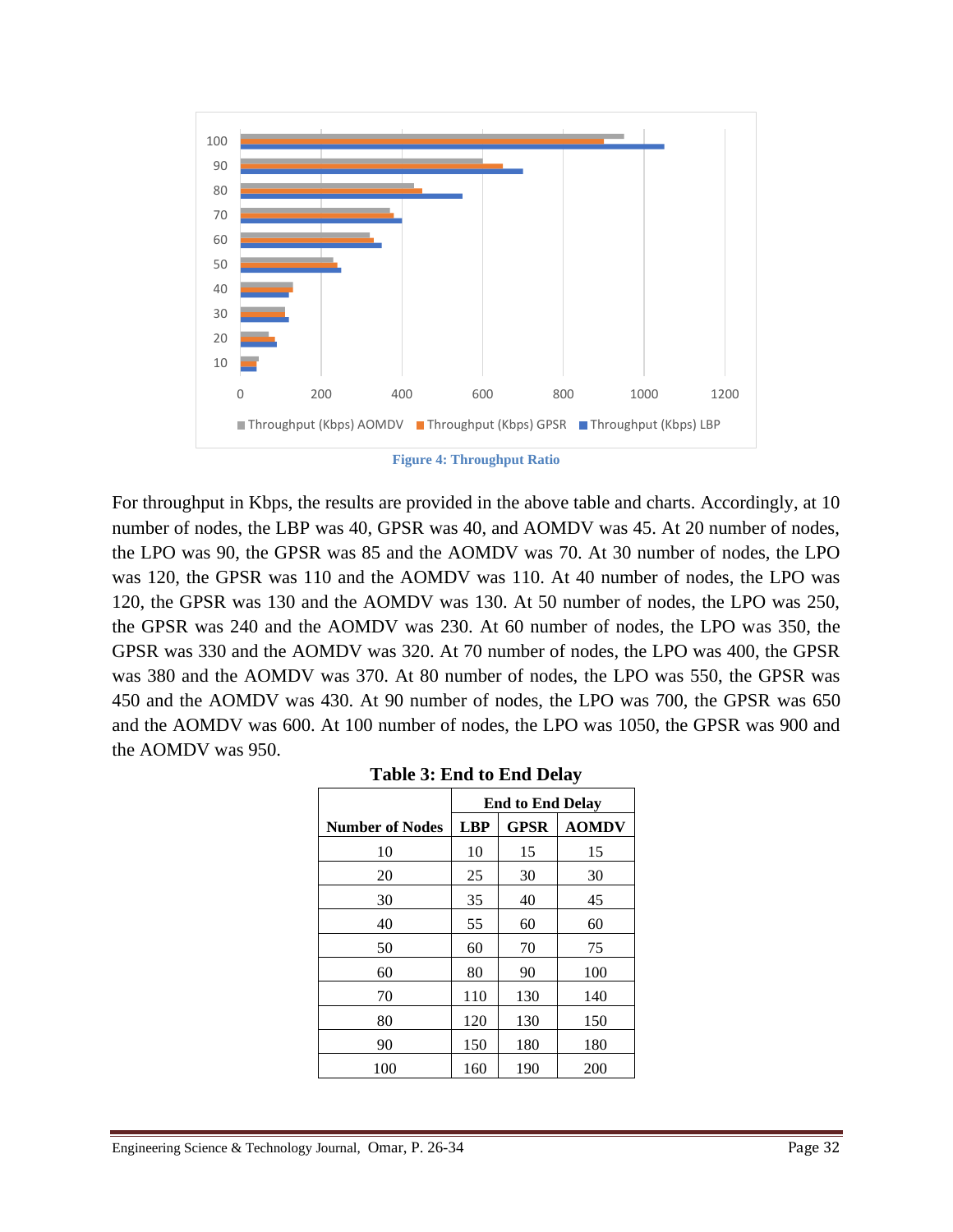Figure 4: Throughput Ratio

For throughput in Kbps, the results are provided in the above table and charts. Accordingly, at 10 number of nodes, the LBP was 40, GPSR was 40, and AOMDV was 45. At 20 number of nodes, the LPO was 90, the GPSR was 85 and the AOMDV was 70. At 30 number of nodes, the LPO was 120, the GPSR was 110 and the AOMDV was 110. At 40 number of nodes, the LPO was 120, the GPSR was 130 and the AOMDV was 130. At 50 number of nodes, the LPO was 250, the GPSR was 240 and the AOMDV was 230. At 60 number of nodes, the LPO was 350, the GPSR was 330 and the AOMDV was 320. At 70 number of nodes, the LPO was 400, the GPSR was 380 and the AOMDV was 370. At 80 number of nodes, the LPO was 550, the GPSR was 450 and the AOMDV was 430. At 90 number of nodes, the LPO was 700, the GPSR was 650 and the AOMDV was 600. At 100 number of nodes, the LPO was 1050, the GPSR was 900 and the AOMDV was 950.

**Table 3: End to End Delay**

| | End to End Delay | | |
|---|---|---|---|
| **Number of Nodes** | **LBP** | **GPSR** | **AOMDV** |
| 10 | 10 | 15 | 15 |
| 20 | 25 | 30 | 30 |
| 30 | 35 | 40 | 45 |
| 40 | 55 | 60 | 60 |
| 50 | 60 | 70 | 75 |
| 60 | 80 | 90 | 100 |
| 70 | 110 | 130 | 140 |
| 80 | 120 | 130 | 150 |
| 90 | 150 | 180 | 180 |
| 100 | 160 | 190 | 200 |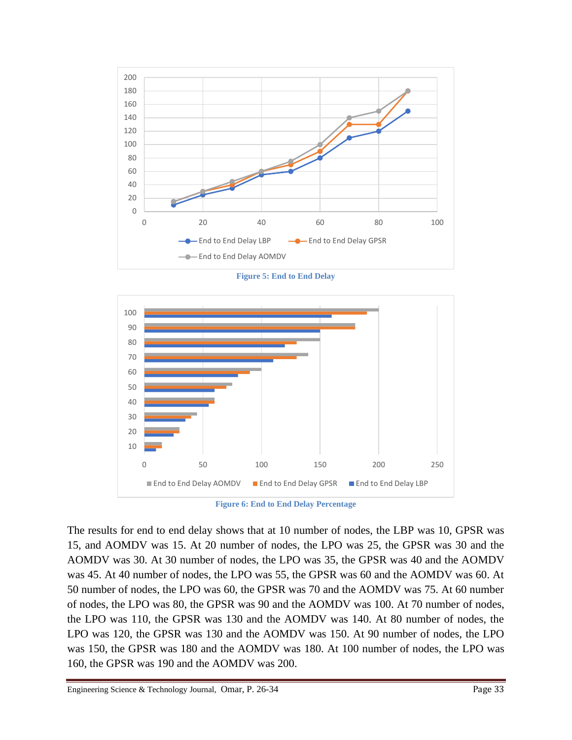Figure 5: End to End Delay

Figure 6: End to End Delay Percentage

The results for end to end delay shows that at 10 number of nodes, the LBP was 10, GPSR was 15, and AOMDV was 15. At 20 number of nodes, the LPO was 25, the GPSR was 30 and the AOMDV was 30. At 30 number of nodes, the LPO was 35, the GPSR was 40 and the AOMDV was 45. At 40 number of nodes, the LPO was 55, the GPSR was 60 and the AOMDV was 60. At 50 number of nodes, the LPO was 60, the GPSR was 70 and the AOMDV was 75. At 60 number of nodes, the LPO was 80, the GPSR was 90 and the AOMDV was 100. At 70 number of nodes, the LPO was 110, the GPSR was 130 and the AOMDV was 140. At 80 number of nodes, the LPO was 120, the GPSR was 130 and the AOMDV was 150. At 90 number of nodes, the LPO was 150, the GPSR was 180 and the AOMDV was 180. At 100 number of nodes, the LPO was 160, the GPSR was 190 and the AOMDV was 200.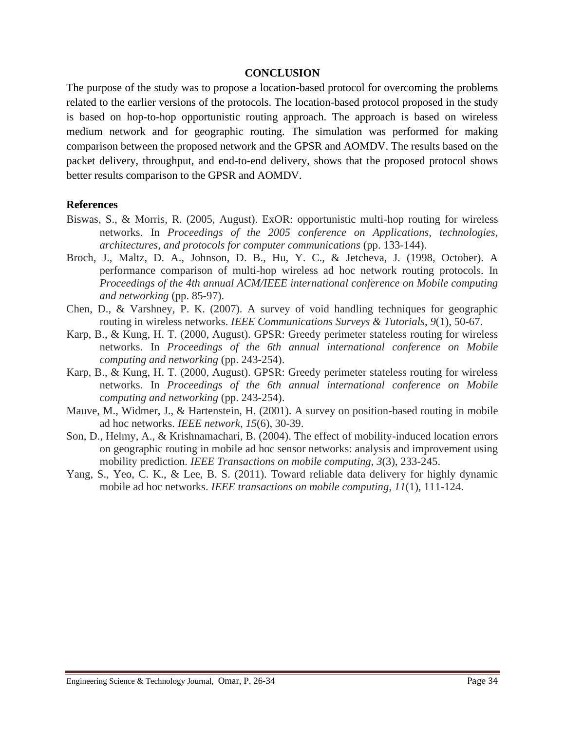## CONCLUSION

The purpose of the study was to propose a location-based protocol for overcoming the problems related to the earlier versions of the protocols. The location-based protocol proposed in the study is based on hop-to-hop opportunistic routing approach. The approach is based on wireless medium network and for geographic routing. The simulation was performed for making comparison between the proposed network and the GPSR and AOMDV. The results based on the packet delivery, throughput, and end-to-end delivery, shows that the proposed protocol shows better results comparison to the GPSR and AOMDV.

### References

Biswas, S., & Morris, R. (2005, August). ExOR: opportunistic multi-hop routing for wireless networks. In *Proceedings of the 2005 conference on Applications, technologies, architectures, and protocols for computer communications* (pp. 133-144).

Broch, J., Maltz, D. A., Johnson, D. B., Hu, Y. C., & Jetcheva, J. (1998, October). A performance comparison of multi-hop wireless ad hoc network routing protocols. In *Proceedings of the 4th annual ACM/IEEE international conference on Mobile computing and networking* (pp. 85-97).

Chen, D., & Varshney, P. K. (2007). A survey of void handling techniques for geographic routing in wireless networks. *IEEE Communications Surveys & Tutorials*, *9*(1), 50-67.

Karp, B., & Kung, H. T. (2000, August). GPSR: Greedy perimeter stateless routing for wireless networks. In *Proceedings of the 6th annual international conference on Mobile computing and networking* (pp. 243-254).

Karp, B., & Kung, H. T. (2000, August). GPSR: Greedy perimeter stateless routing for wireless networks. In *Proceedings of the 6th annual international conference on Mobile computing and networking* (pp. 243-254).

Mauve, M., Widmer, J., & Hartenstein, H. (2001). A survey on position-based routing in mobile ad hoc networks. *IEEE network*, *15*(6), 30-39.

Son, D., Helmy, A., & Krishnamachari, B. (2004). The effect of mobility-induced location errors on geographic routing in mobile ad hoc sensor networks: analysis and improvement using mobility prediction. *IEEE Transactions on mobile computing*, *3*(3), 233-245.

Yang, S., Yeo, C. K., & Lee, B. S. (2011). Toward reliable data delivery for highly dynamic mobile ad hoc networks. *IEEE transactions on mobile computing*, *11*(1), 111-124.